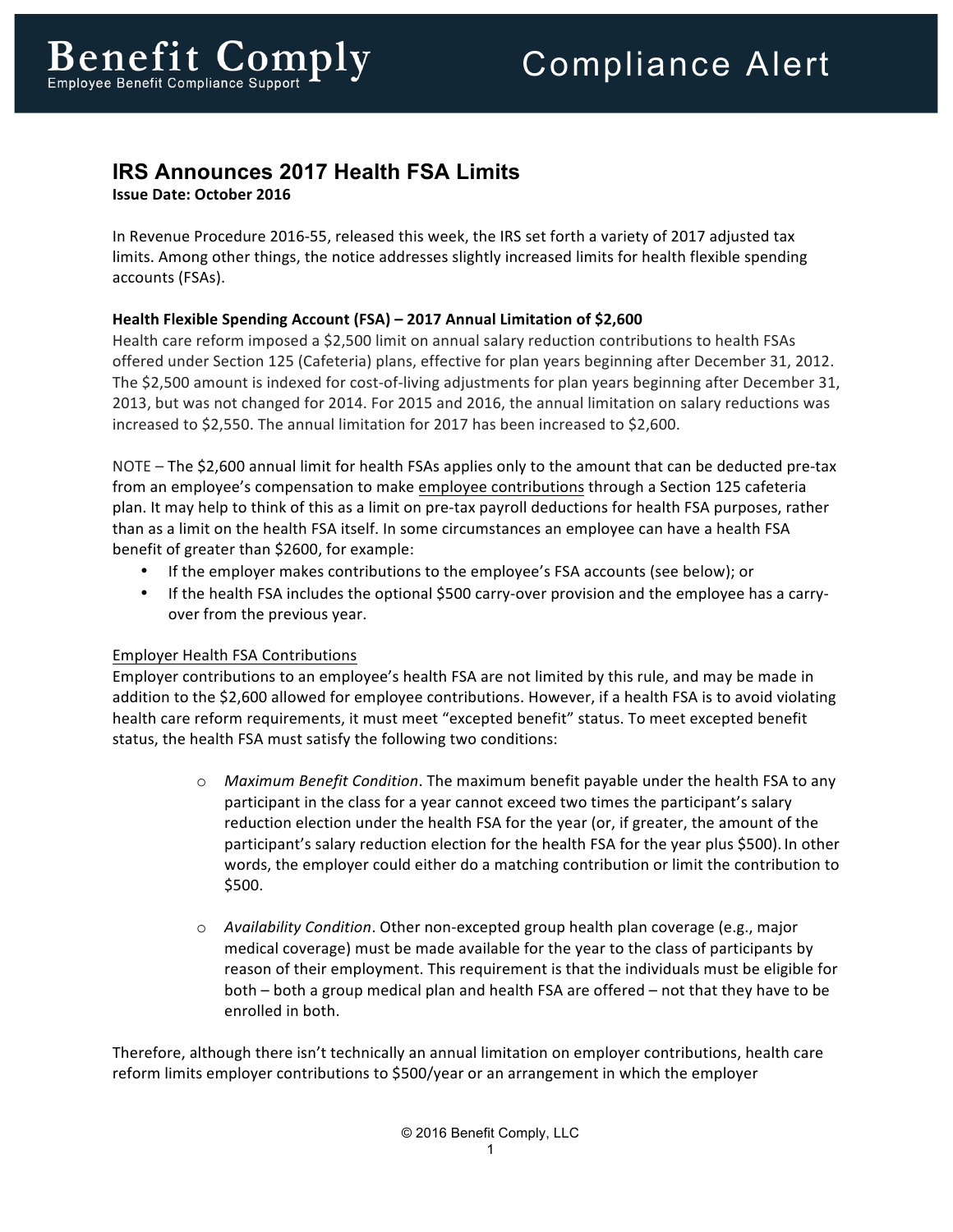# Benefit Comply

Employee Benefit Compliance Support

Compliance Alert

## IRS Announces 2017 Health FSA Limits

**Issue Date: October 2016**

In Revenue Procedure 2016-55, released this week, the IRS set forth a variety of 2017 adjusted tax limits. Among other things, the notice addresses slightly increased limits for health flexible spending accounts (FSAs).

**Health Flexible Spending Account (FSA) – 2017 Annual Limitation of $2,600**

Health care reform imposed a $2,500 limit on annual salary reduction contributions to health FSAs offered under Section 125 (Cafeteria) plans, effective for plan years beginning after December 31, 2012. The $2,500 amount is indexed for cost-of-living adjustments for plan years beginning after December 31, 2013, but was not changed for 2014. For 2015 and 2016, the annual limitation on salary reductions was increased to $2,550. The annual limitation for 2017 has been increased to $2,600.

NOTE – The $2,600 annual limit for health FSAs applies only to the amount that can be deducted pre-tax from an employee's compensation to make <u>employee contributions</u> through a Section 125 cafeteria plan. It may help to think of this as a limit on pre-tax payroll deductions for health FSA purposes, rather than as a limit on the health FSA itself. In some circumstances an employee can have a health FSA benefit of greater than $2600, for example:

- If the employer makes contributions to the employee's FSA accounts (see below); or
- If the health FSA includes the optional $500 carry-over provision and the employee has a carry-over from the previous year.

<u>Employer Health FSA Contributions</u>

Employer contributions to an employee's health FSA are not limited by this rule, and may be made in addition to the $2,600 allowed for employee contributions. However, if a health FSA is to avoid violating health care reform requirements, it must meet "excepted benefit" status. To meet excepted benefit status, the health FSA must satisfy the following two conditions:

- *Maximum Benefit Condition*. The maximum benefit payable under the health FSA to any participant in the class for a year cannot exceed two times the participant's salary reduction election under the health FSA for the year (or, if greater, the amount of the participant's salary reduction election for the health FSA for the year plus $500). In other words, the employer could either do a matching contribution or limit the contribution to $500.

- *Availability Condition*. Other non-excepted group health plan coverage (e.g., major medical coverage) must be made available for the year to the class of participants by reason of their employment. This requirement is that the individuals must be eligible for both – both a group medical plan and health FSA are offered – not that they have to be enrolled in both.

Therefore, although there isn't technically an annual limitation on employer contributions, health care reform limits employer contributions to $500/year or an arrangement in which the employer

© 2016 Benefit Comply, LLC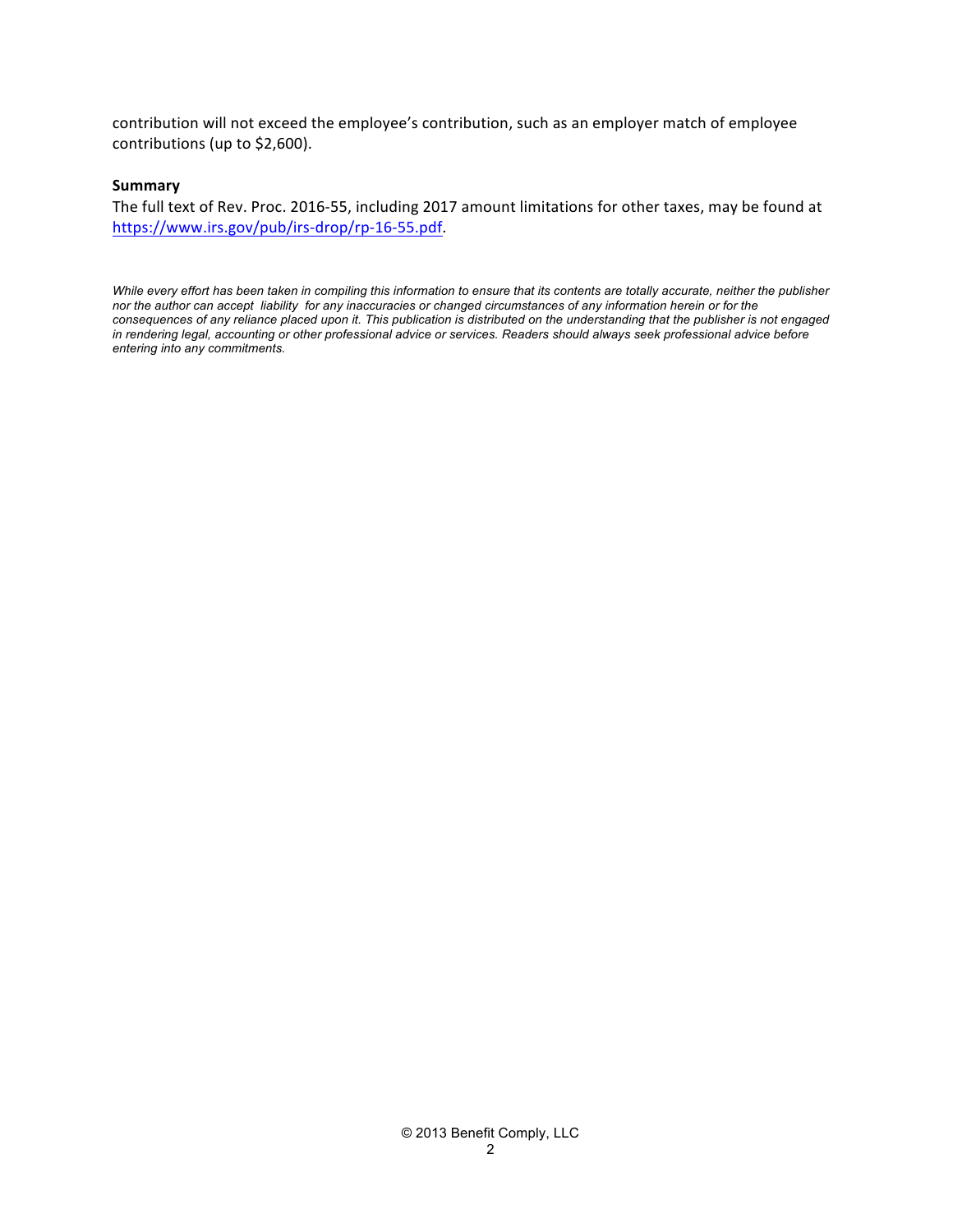contribution will not exceed the employee's contribution, such as an employer match of employee contributions (up to $2,600).

**Summary**

The full text of Rev. Proc. 2016-55, including 2017 amount limitations for other taxes, may be found at https://www.irs.gov/pub/irs-drop/rp-16-55.pdf.

*While every effort has been taken in compiling this information to ensure that its contents are totally accurate, neither the publisher nor the author can accept liability for any inaccuracies or changed circumstances of any information herein or for the consequences of any reliance placed upon it. This publication is distributed on the understanding that the publisher is not engaged in rendering legal, accounting or other professional advice or services. Readers should always seek professional advice before entering into any commitments.*

© 2013 Benefit Comply, LLC